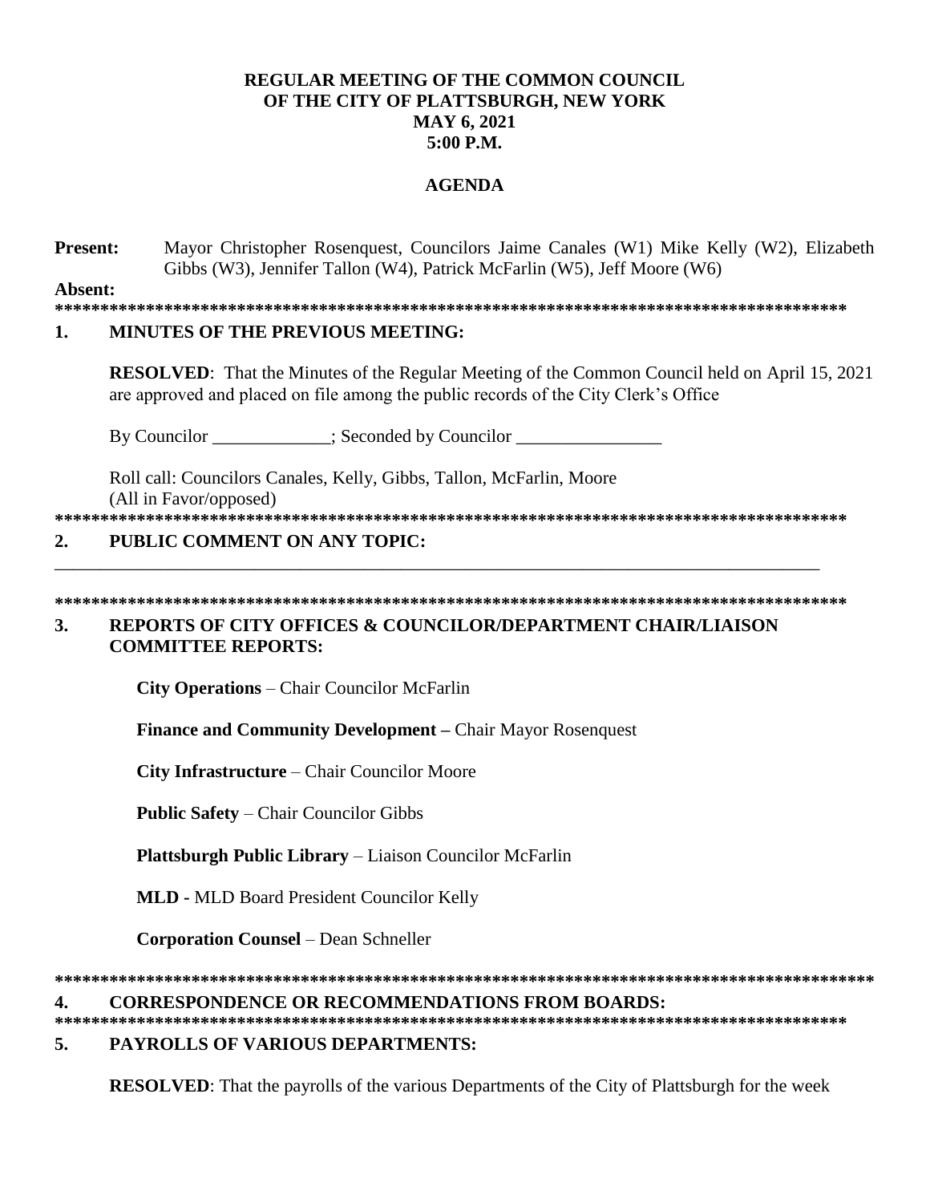**REGULAR MEETING OF THE COMMON COUNCIL**
**OF THE CITY OF PLATTSBURGH, NEW YORK**
**MAY 6, 2021**
**5:00 P.M.**

**AGENDA**

**Present:** Mayor Christopher Rosenquest, Councilors Jaime Canales (W1) Mike Kelly (W2), Elizabeth Gibbs (W3), Jennifer Tallon (W4), Patrick McFarlin (W5), Jeff Moore (W6)

**Absent:**

**\*\*\*\*\*\*\*\*\*\*\*\*\*\*\*\*\*\*\*\*\*\*\*\*\*\*\*\*\*\*\*\*\*\*\*\*\*\*\*\*\*\*\*\*\*\*\*\*\*\*\*\*\*\*\*\*\*\*\*\*\*\*\*\*\*\*\*\*\*\*\*\*\*\*\*\*\*\*\*\*\*\*\*\*\*\*\*\*\*\***

## 1. MINUTES OF THE PREVIOUS MEETING:

**RESOLVED**: That the Minutes of the Regular Meeting of the Common Council held on April 15, 2021 are approved and placed on file among the public records of the City Clerk's Office

By Councilor _____________; Seconded by Councilor ________________

Roll call: Councilors Canales, Kelly, Gibbs, Tallon, McFarlin, Moore
(All in Favor/opposed)

**\*\*\*\*\*\*\*\*\*\*\*\*\*\*\*\*\*\*\*\*\*\*\*\*\*\*\*\*\*\*\*\*\*\*\*\*\*\*\*\*\*\*\*\*\*\*\*\*\*\*\*\*\*\*\*\*\*\*\*\*\*\*\*\*\*\*\*\*\*\*\*\*\*\*\*\*\*\*\*\*\*\*\*\*\*\*\*\*\*\***

## 2. PUBLIC COMMENT ON ANY TOPIC:

_____________________________________________________________________________________

**\*\*\*\*\*\*\*\*\*\*\*\*\*\*\*\*\*\*\*\*\*\*\*\*\*\*\*\*\*\*\*\*\*\*\*\*\*\*\*\*\*\*\*\*\*\*\*\*\*\*\*\*\*\*\*\*\*\*\*\*\*\*\*\*\*\*\*\*\*\*\*\*\*\*\*\*\*\*\*\*\*\*\*\*\*\*\*\*\*\***

## 3. REPORTS OF CITY OFFICES & COUNCILOR/DEPARTMENT CHAIR/LIAISON COMMITTEE REPORTS:

**City Operations** – Chair Councilor McFarlin

**Finance and Community Development –** Chair Mayor Rosenquest

**City Infrastructure** – Chair Councilor Moore

**Public Safety** – Chair Councilor Gibbs

**Plattsburgh Public Library** – Liaison Councilor McFarlin

**MLD -** MLD Board President Councilor Kelly

**Corporation Counsel** – Dean Schneller

**\*\*\*\*\*\*\*\*\*\*\*\*\*\*\*\*\*\*\*\*\*\*\*\*\*\*\*\*\*\*\*\*\*\*\*\*\*\*\*\*\*\*\*\*\*\*\*\*\*\*\*\*\*\*\*\*\*\*\*\*\*\*\*\*\*\*\*\*\*\*\*\*\*\*\*\*\*\*\*\*\*\*\*\*\*\*\*\*\*\*\*\***

## 4. CORRESPONDENCE OR RECOMMENDATIONS FROM BOARDS:

**\*\*\*\*\*\*\*\*\*\*\*\*\*\*\*\*\*\*\*\*\*\*\*\*\*\*\*\*\*\*\*\*\*\*\*\*\*\*\*\*\*\*\*\*\*\*\*\*\*\*\*\*\*\*\*\*\*\*\*\*\*\*\*\*\*\*\*\*\*\*\*\*\*\*\*\*\*\*\*\*\*\*\*\*\*\*\*\*\*\***

## 5. PAYROLLS OF VARIOUS DEPARTMENTS:

**RESOLVED**: That the payrolls of the various Departments of the City of Plattsburgh for the week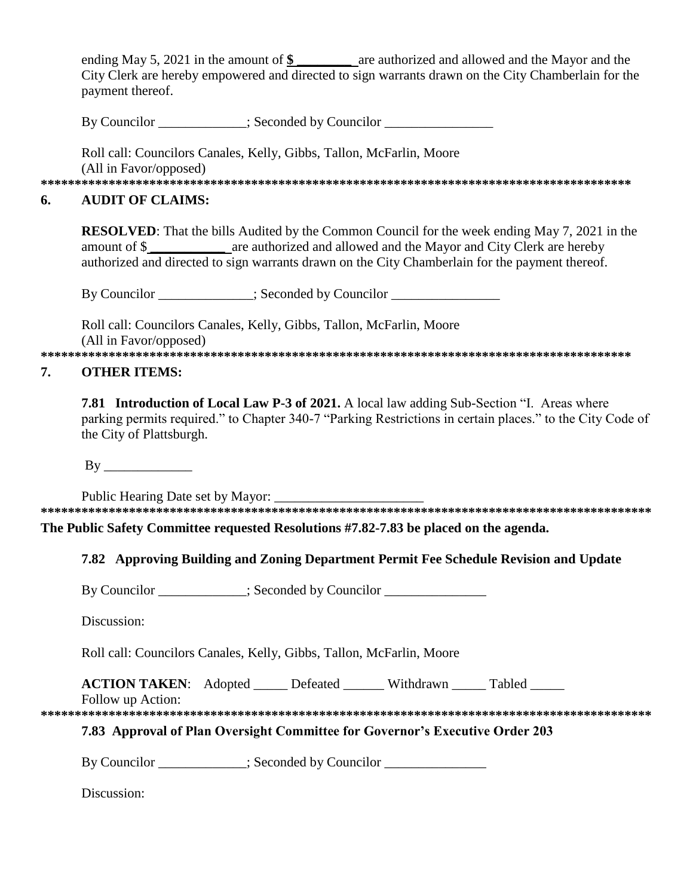ending May 5, 2021 in the amount of **$ ________** are authorized and allowed and the Mayor and the City Clerk are hereby empowered and directed to sign warrants drawn on the City Chamberlain for the payment thereof.

By Councilor _____________; Seconded by Councilor ________________

Roll call: Councilors Canales, Kelly, Gibbs, Tallon, McFarlin, Moore
(All in Favor/opposed)

**************************************************************************************

## 6. AUDIT OF CLAIMS:

**RESOLVED**: That the bills Audited by the Common Council for the week ending May 7, 2021 in the amount of $___________ are authorized and allowed and the Mayor and City Clerk are hereby authorized and directed to sign warrants drawn on the City Chamberlain for the payment thereof.

By Councilor ______________; Seconded by Councilor ________________

Roll call: Councilors Canales, Kelly, Gibbs, Tallon, McFarlin, Moore
(All in Favor/opposed)

**************************************************************************************

## 7. OTHER ITEMS:

**7.81 Introduction of Local Law P-3 of 2021.** A local law adding Sub-Section "I. Areas where parking permits required." to Chapter 340-7 "Parking Restrictions in certain places." to the City Code of the City of Plattsburgh.

By _____________

Public Hearing Date set by Mayor: ______________________

******************************************************************************************

**The Public Safety Committee requested Resolutions #7.82-7.83 be placed on the agenda.**

**7.82 Approving Building and Zoning Department Permit Fee Schedule Revision and Update**

By Councilor _____________; Seconded by Councilor _______________

Discussion:

Roll call: Councilors Canales, Kelly, Gibbs, Tallon, McFarlin, Moore

**ACTION TAKEN**: Adopted _____ Defeated ______ Withdrawn _____ Tabled _____
Follow up Action:

******************************************************************************************

**7.83 Approval of Plan Oversight Committee for Governor's Executive Order 203**

By Councilor _____________; Seconded by Councilor _______________

Discussion: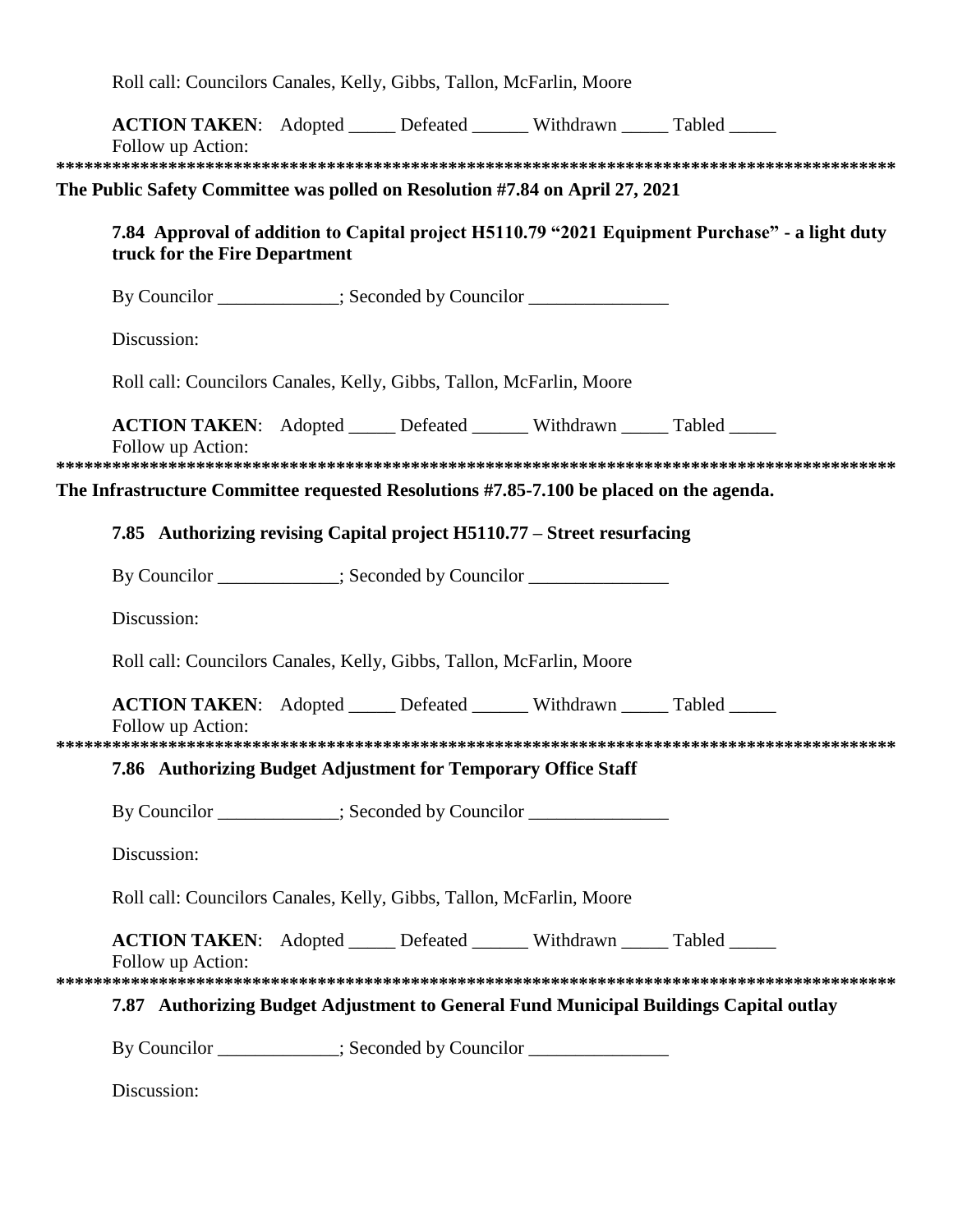Roll call: Councilors Canales, Kelly, Gibbs, Tallon, McFarlin, Moore

**ACTION TAKEN**: Adopted _____ Defeated ______ Withdrawn _____ Tabled _____
Follow up Action:

*******************************************************************************************

**The Public Safety Committee was polled on Resolution #7.84 on April 27, 2021**

**7.84 Approval of addition to Capital project H5110.79 "2021 Equipment Purchase" - a light duty truck for the Fire Department**

By Councilor _____________; Seconded by Councilor _______________

Discussion:

Roll call: Councilors Canales, Kelly, Gibbs, Tallon, McFarlin, Moore

**ACTION TAKEN**: Adopted _____ Defeated ______ Withdrawn _____ Tabled _____
Follow up Action:

*******************************************************************************************

**The Infrastructure Committee requested Resolutions #7.85-7.100 be placed on the agenda.**

**7.85 Authorizing revising Capital project H5110.77 – Street resurfacing**

By Councilor _____________; Seconded by Councilor _______________

Discussion:

Roll call: Councilors Canales, Kelly, Gibbs, Tallon, McFarlin, Moore

**ACTION TAKEN**: Adopted _____ Defeated ______ Withdrawn _____ Tabled _____
Follow up Action:

*******************************************************************************************

**7.86 Authorizing Budget Adjustment for Temporary Office Staff**

By Councilor _____________; Seconded by Councilor _______________

Discussion:

Roll call: Councilors Canales, Kelly, Gibbs, Tallon, McFarlin, Moore

**ACTION TAKEN**: Adopted _____ Defeated ______ Withdrawn _____ Tabled _____
Follow up Action:

*******************************************************************************************

**7.87 Authorizing Budget Adjustment to General Fund Municipal Buildings Capital outlay**

By Councilor _____________; Seconded by Councilor _______________

Discussion: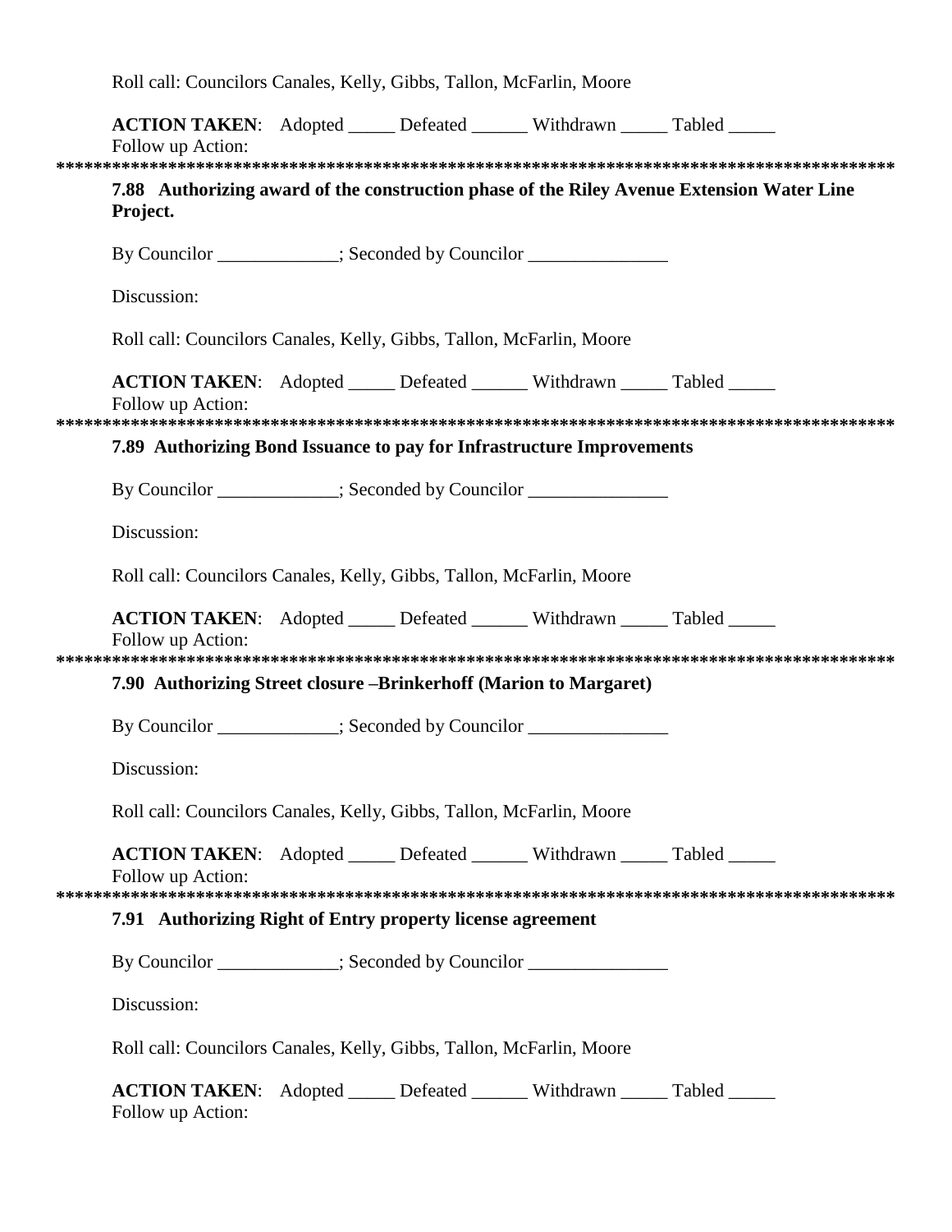Roll call: Councilors Canales, Kelly, Gibbs, Tallon, McFarlin, Moore

**ACTION TAKEN**: Adopted _____ Defeated ______ Withdrawn _____ Tabled _____
Follow up Action:

*******************************************************************************************

**7.88 Authorizing award of the construction phase of the Riley Avenue Extension Water Line Project.**

By Councilor _____________; Seconded by Councilor _______________

Discussion:

Roll call: Councilors Canales, Kelly, Gibbs, Tallon, McFarlin, Moore

**ACTION TAKEN**: Adopted _____ Defeated ______ Withdrawn _____ Tabled _____
Follow up Action:

*******************************************************************************************

**7.89 Authorizing Bond Issuance to pay for Infrastructure Improvements**

By Councilor _____________; Seconded by Councilor _______________

Discussion:

Roll call: Councilors Canales, Kelly, Gibbs, Tallon, McFarlin, Moore

**ACTION TAKEN**: Adopted _____ Defeated ______ Withdrawn _____ Tabled _____
Follow up Action:

*******************************************************************************************

**7.90 Authorizing Street closure –Brinkerhoff (Marion to Margaret)**

By Councilor _____________; Seconded by Councilor _______________

Discussion:

Roll call: Councilors Canales, Kelly, Gibbs, Tallon, McFarlin, Moore

**ACTION TAKEN**: Adopted _____ Defeated ______ Withdrawn _____ Tabled _____
Follow up Action:

*******************************************************************************************

**7.91 Authorizing Right of Entry property license agreement**

By Councilor _____________; Seconded by Councilor _______________

Discussion:

Roll call: Councilors Canales, Kelly, Gibbs, Tallon, McFarlin, Moore

**ACTION TAKEN**: Adopted _____ Defeated ______ Withdrawn _____ Tabled _____
Follow up Action: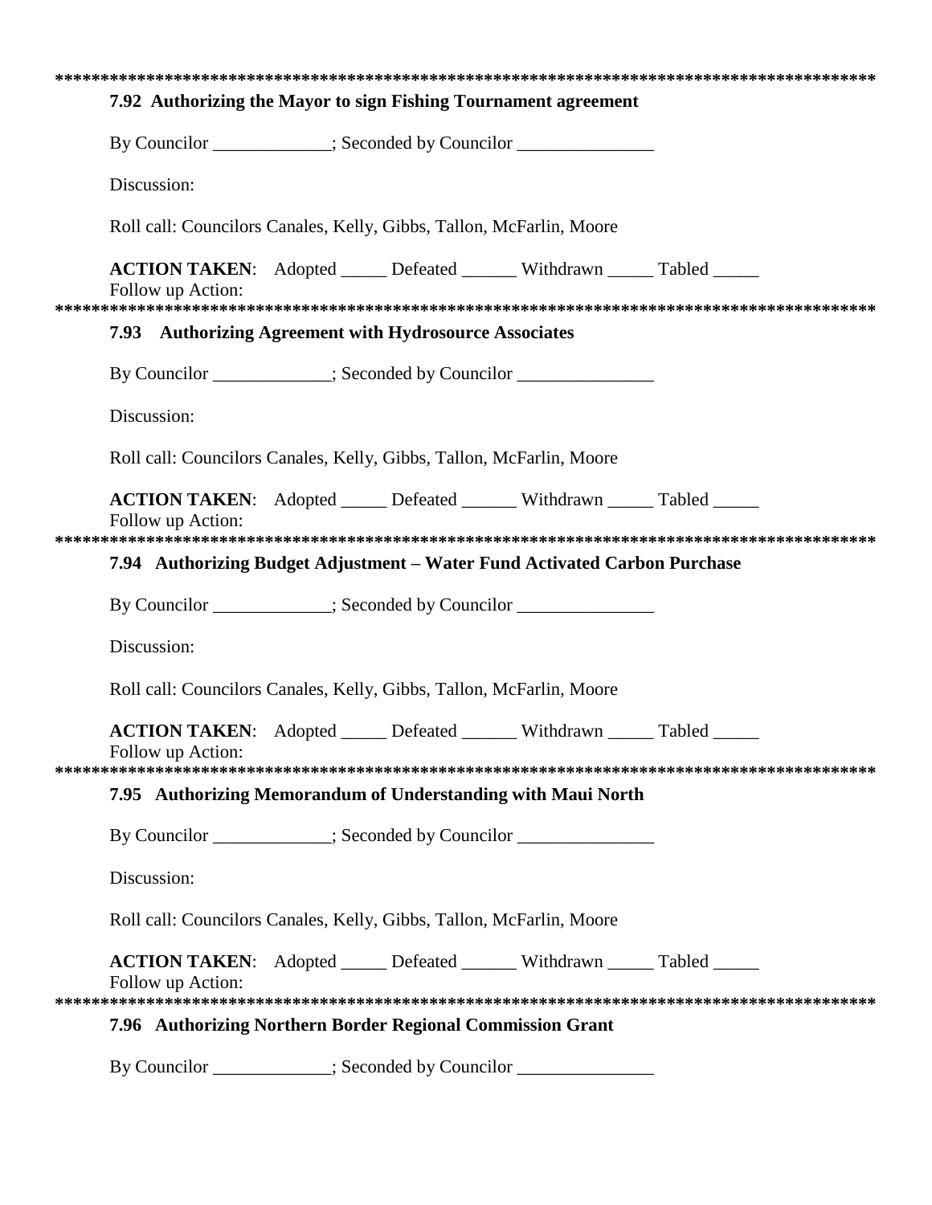*****************************************************************************************

**7.92 Authorizing the Mayor to sign Fishing Tournament agreement**

By Councilor _____________; Seconded by Councilor _______________

Discussion:

Roll call: Councilors Canales, Kelly, Gibbs, Tallon, McFarlin, Moore

**ACTION TAKEN**: Adopted _____ Defeated ______ Withdrawn _____ Tabled _____
Follow up Action:

*****************************************************************************************

**7.93 Authorizing Agreement with Hydrosource Associates**

By Councilor _____________; Seconded by Councilor _______________

Discussion:

Roll call: Councilors Canales, Kelly, Gibbs, Tallon, McFarlin, Moore

**ACTION TAKEN**: Adopted _____ Defeated ______ Withdrawn _____ Tabled _____
Follow up Action:

*****************************************************************************************

**7.94 Authorizing Budget Adjustment – Water Fund Activated Carbon Purchase**

By Councilor _____________; Seconded by Councilor _______________

Discussion:

Roll call: Councilors Canales, Kelly, Gibbs, Tallon, McFarlin, Moore

**ACTION TAKEN**: Adopted _____ Defeated ______ Withdrawn _____ Tabled _____
Follow up Action:

*****************************************************************************************

**7.95 Authorizing Memorandum of Understanding with Maui North**

By Councilor _____________; Seconded by Councilor _______________

Discussion:

Roll call: Councilors Canales, Kelly, Gibbs, Tallon, McFarlin, Moore

**ACTION TAKEN**: Adopted _____ Defeated ______ Withdrawn _____ Tabled _____
Follow up Action:

*****************************************************************************************

**7.96 Authorizing Northern Border Regional Commission Grant**

By Councilor _____________; Seconded by Councilor _______________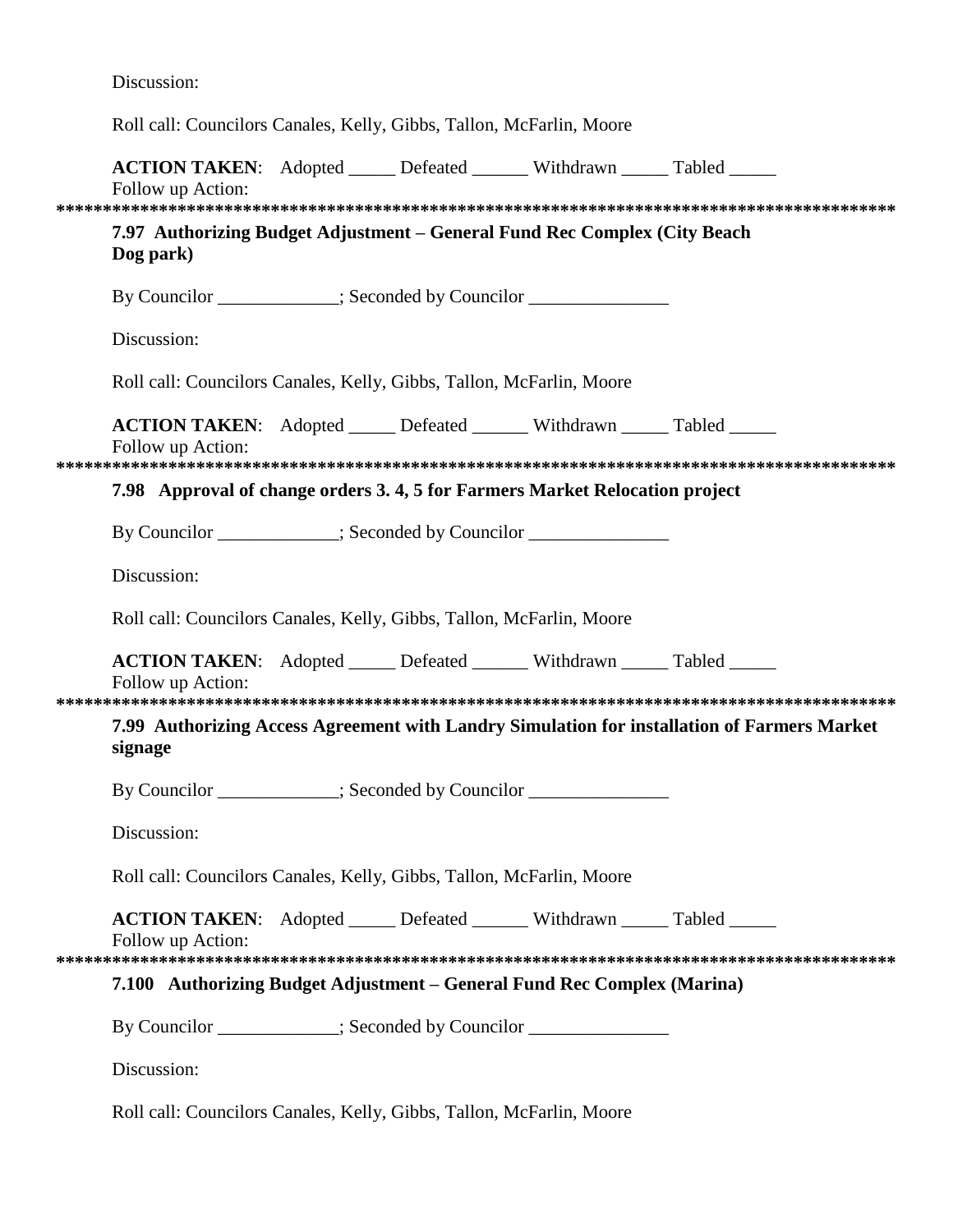Discussion:

Roll call: Councilors Canales, Kelly, Gibbs, Tallon, McFarlin, Moore

**ACTION TAKEN**: Adopted _____ Defeated ______ Withdrawn _____ Tabled _____
Follow up Action:

*******************************************************************************************

**7.97 Authorizing Budget Adjustment – General Fund Rec Complex (City Beach Dog park)**

By Councilor _____________; Seconded by Councilor _______________

Discussion:

Roll call: Councilors Canales, Kelly, Gibbs, Tallon, McFarlin, Moore

**ACTION TAKEN**: Adopted _____ Defeated ______ Withdrawn _____ Tabled _____
Follow up Action:

*******************************************************************************************

**7.98 Approval of change orders 3. 4, 5 for Farmers Market Relocation project**

By Councilor _____________; Seconded by Councilor _______________

Discussion:

Roll call: Councilors Canales, Kelly, Gibbs, Tallon, McFarlin, Moore

**ACTION TAKEN**: Adopted _____ Defeated ______ Withdrawn _____ Tabled _____
Follow up Action:

*******************************************************************************************

**7.99 Authorizing Access Agreement with Landry Simulation for installation of Farmers Market signage**

By Councilor _____________; Seconded by Councilor _______________

Discussion:

Roll call: Councilors Canales, Kelly, Gibbs, Tallon, McFarlin, Moore

**ACTION TAKEN**: Adopted _____ Defeated ______ Withdrawn _____ Tabled _____
Follow up Action:

*******************************************************************************************

**7.100 Authorizing Budget Adjustment – General Fund Rec Complex (Marina)**

By Councilor _____________; Seconded by Councilor _______________

Discussion:

Roll call: Councilors Canales, Kelly, Gibbs, Tallon, McFarlin, Moore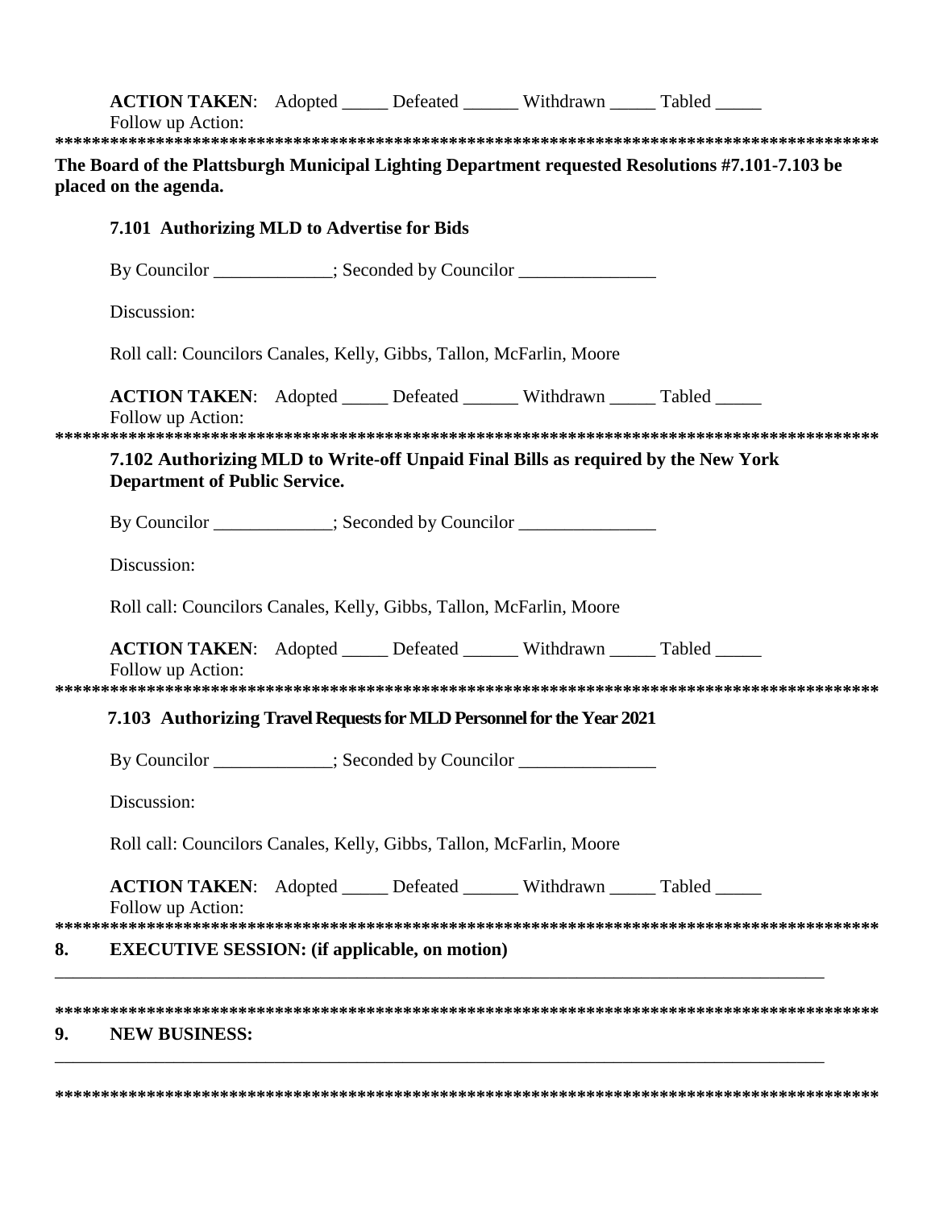**ACTION TAKEN**: Adopted _____ Defeated ______ Withdrawn _____ Tabled _____
Follow up Action:

*******************************************************************************************

**The Board of the Plattsburgh Municipal Lighting Department requested Resolutions #7.101-7.103 be placed on the agenda.**

**7.101 Authorizing MLD to Advertise for Bids**

By Councilor _____________; Seconded by Councilor _______________

Discussion:

Roll call: Councilors Canales, Kelly, Gibbs, Tallon, McFarlin, Moore

**ACTION TAKEN**: Adopted _____ Defeated ______ Withdrawn _____ Tabled _____
Follow up Action:

*******************************************************************************************

**7.102 Authorizing MLD to Write-off Unpaid Final Bills as required by the New York Department of Public Service.**

By Councilor _____________; Seconded by Councilor _______________

Discussion:

Roll call: Councilors Canales, Kelly, Gibbs, Tallon, McFarlin, Moore

**ACTION TAKEN**: Adopted _____ Defeated ______ Withdrawn _____ Tabled _____
Follow up Action:

*******************************************************************************************

**7.103 Authorizing Travel Requests for MLD Personnel for the Year 2021**

By Councilor _____________; Seconded by Councilor _______________

Discussion:

Roll call: Councilors Canales, Kelly, Gibbs, Tallon, McFarlin, Moore

**ACTION TAKEN**: Adopted _____ Defeated ______ Withdrawn _____ Tabled _____
Follow up Action:

*******************************************************************************************

**8. EXECUTIVE SESSION: (if applicable, on motion)**

_______________________________________________________________________________

*******************************************************************************************

**9. NEW BUSINESS:**

_______________________________________________________________________________

*******************************************************************************************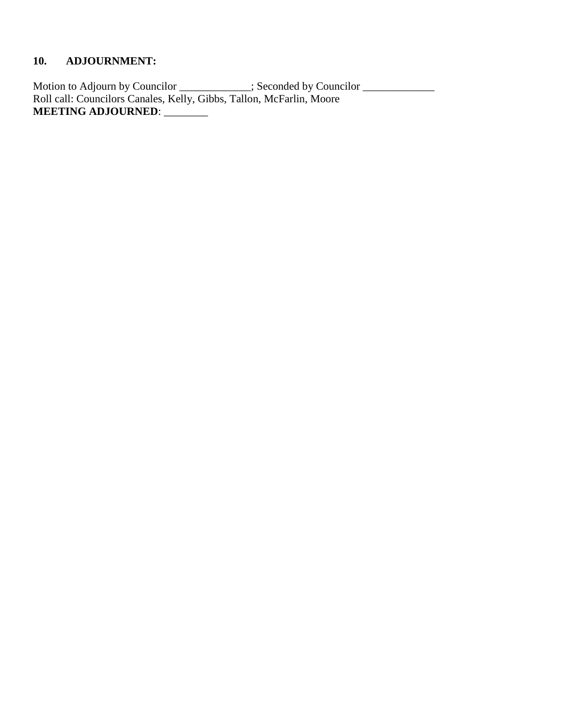**10. ADJOURNMENT:**

Motion to Adjourn by Councilor _____________; Seconded by Councilor _____________
Roll call: Councilors Canales, Kelly, Gibbs, Tallon, McFarlin, Moore
**MEETING ADJOURNED**: ________